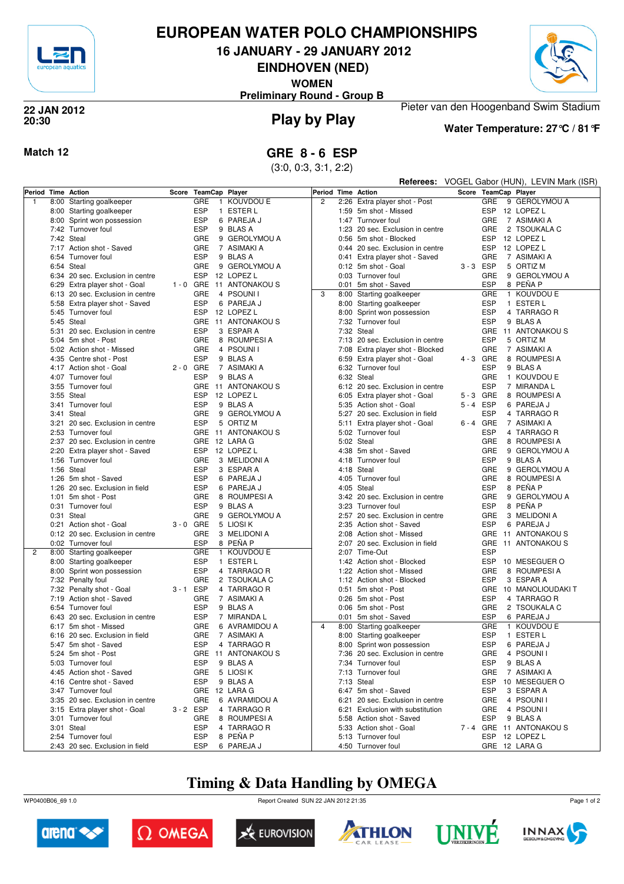# EUROPEAN WATER POLO CHAMPIONSHIPS

## 16 JANUARY - 29 JANUARY 2012

## EINDHOVEN (NED)

**WOMEN**

**Preliminary Round - Group B**

**22 JAN 2012**
**20:30**

## Play by Play

Pieter van den Hoogenband Swim Stadium

**Water Temperature: 27°C / 81°F**

**Match 12**

## GRE 8 - 6 ESP

(3:0, 0:3, 3:1, 2:2)

**Referees:** VOGEL Gabor (HUN), LEVIN Mark (ISR)

| Period | Time | Action | Score | TeamCap | | Player |
|---|---|---|---|---|---|---|
| 1 | 8:00 | Starting goalkeeper | | GRE | 1 | KOUVDOU E |
| | 8:00 | Starting goalkeeper | | ESP | 1 | ESTER L |
| | 8:00 | Sprint won possession | | ESP | 6 | PAREJA J |
| | 7:42 | Turnover foul | | ESP | 9 | BLAS A |
| | 7:42 | Steal | | GRE | 9 | GEROLYMOU A |
| | 7:17 | Action shot - Saved | | GRE | 7 | ASIMAKI A |
| | 6:54 | Turnover foul | | ESP | 9 | BLAS A |
| | 6:54 | Steal | | GRE | 9 | GEROLYMOU A |
| | 6:34 | 20 sec. Exclusion in centre | | ESP | 12 | LOPEZ L |
| | 6:29 | Extra player shot - Goal | 1 - 0 | GRE | 11 | ANTONAKOU S |
| | 6:13 | 20 sec. Exclusion in centre | | GRE | 4 | PSOUNI I |
| | 5:58 | Extra player shot - Saved | | ESP | 6 | PAREJA J |
| | 5:45 | Turnover foul | | ESP | 12 | LOPEZ L |
| | 5:45 | Steal | | GRE | 11 | ANTONAKOU S |
| | 5:31 | 20 sec. Exclusion in centre | | ESP | 3 | ESPAR A |
| | 5:04 | 5m shot - Post | | GRE | 8 | ROUMPESI A |
| | 5:02 | Action shot - Missed | | GRE | 4 | PSOUNI I |
| | 4:35 | Centre shot - Post | | ESP | 9 | BLAS A |
| | 4:17 | Action shot - Goal | 2 - 0 | GRE | 7 | ASIMAKI A |
| | 4:07 | Turnover foul | | ESP | 9 | BLAS A |
| | 3:55 | Turnover foul | | GRE | 11 | ANTONAKOU S |
| | 3:55 | Steal | | ESP | 12 | LOPEZ L |
| | 3:41 | Turnover foul | | ESP | 9 | BLAS A |
| | 3:41 | Steal | | GRE | 9 | GEROLYMOU A |
| | 3:21 | 20 sec. Exclusion in centre | | ESP | 5 | ORTIZ M |
| | 2:53 | Turnover foul | | GRE | 11 | ANTONAKOU S |
| | 2:37 | 20 sec. Exclusion in centre | | GRE | 12 | LARA G |
| | 2:20 | Extra player shot - Saved | | ESP | 12 | LOPEZ L |
| | 1:56 | Turnover foul | | GRE | 3 | MELIDONI A |
| | 1:56 | Steal | | ESP | 3 | ESPAR A |
| | 1:26 | 5m shot - Saved | | ESP | 6 | PAREJA J |
| | 1:26 | 20 sec. Exclusion in field | | ESP | 6 | PAREJA J |
| | 1:01 | 5m shot - Post | | GRE | 8 | ROUMPESI A |
| | 0:31 | Turnover foul | | ESP | 9 | BLAS A |
| | 0:31 | Steal | | GRE | 9 | GEROLYMOU A |
| | 0:21 | Action shot - Goal | 3 - 0 | GRE | 5 | LIOSI K |
| | 0:12 | 20 sec. Exclusion in centre | | GRE | 3 | MELIDONI A |
| | 0:02 | Turnover foul | | ESP | 8 | PEÑA P |
| 2 | 8:00 | Starting goalkeeper | | GRE | 1 | KOUVDOU E |
| | 8:00 | Starting goalkeeper | | ESP | 1 | ESTER L |
| | 8:00 | Sprint won possession | | ESP | 4 | TARRAGO R |
| | 7:32 | Penalty foul | | GRE | 2 | TSOUKALA C |
| | 7:32 | Penalty shot - Goal | 3 - 1 | ESP | 4 | TARRAGO R |
| | 7:19 | Action shot - Saved | | GRE | 7 | ASIMAKI A |
| | 6:54 | Turnover foul | | ESP | 9 | BLAS A |
| | 6:43 | 20 sec. Exclusion in centre | | ESP | 7 | MIRANDA L |
| | 6:17 | 5m shot - Missed | | GRE | 6 | AVRAMIDOU A |
| | 6:16 | 20 sec. Exclusion in field | | GRE | 7 | ASIMAKI A |
| | 5:47 | 5m shot - Saved | | ESP | 4 | TARRAGO R |
| | 5:24 | 5m shot - Post | | GRE | 11 | ANTONAKOU S |
| | 5:03 | Turnover foul | | ESP | 9 | BLAS A |
| | 4:45 | Action shot - Saved | | GRE | 5 | LIOSI K |
| | 4:16 | Centre shot - Saved | | ESP | 9 | BLAS A |
| | 3:47 | Turnover foul | | GRE | 12 | LARA G |
| | 3:35 | 20 sec. Exclusion in centre | | GRE | 6 | AVRAMIDOU A |
| | 3:15 | Extra player shot - Goal | 3 - 2 | ESP | 4 | TARRAGO R |
| | 3:01 | Turnover foul | | GRE | 8 | ROUMPESI A |
| | 3:01 | Steal | | ESP | 4 | TARRAGO R |
| | 2:54 | Turnover foul | | ESP | 8 | PEÑA P |
| | 2:43 | 20 sec. Exclusion in field | | ESP | 6 | PAREJA J |
| 2 | 2:26 | Extra player shot - Post | | GRE | 9 | GEROLYMOU A |
| | 1:59 | 5m shot - Missed | | ESP | 12 | LOPEZ L |
| | 1:47 | Turnover foul | | GRE | 7 | ASIMAKI A |
| | 1:23 | 20 sec. Exclusion in centre | | GRE | 2 | TSOUKALA C |
| | 0:56 | 5m shot - Blocked | | ESP | 12 | LOPEZ L |
| | 0:44 | 20 sec. Exclusion in centre | | ESP | 12 | LOPEZ L |
| | 0:41 | Extra player shot - Saved | | GRE | 7 | ASIMAKI A |
| | 0:12 | 5m shot - Goal | 3 - 3 | ESP | 5 | ORTIZ M |
| | 0:03 | Turnover foul | | GRE | 9 | GEROLYMOU A |
| | 0:01 | 5m shot - Saved | | ESP | 8 | PEÑA P |
| 3 | 8:00 | Starting goalkeeper | | GRE | 1 | KOUVDOU E |
| | 8:00 | Starting goalkeeper | | ESP | 1 | ESTER L |
| | 8:00 | Sprint won possession | | ESP | 4 | TARRAGO R |
| | 7:32 | Turnover foul | | ESP | 9 | BLAS A |
| | 7:32 | Steal | | GRE | 11 | ANTONAKOU S |
| | 7:13 | 20 sec. Exclusion in centre | | ESP | 5 | ORTIZ M |
| | 7:08 | Extra player shot - Blocked | | GRE | 7 | ASIMAKI A |
| | 6:59 | Extra player shot - Goal | 4 - 3 | GRE | 8 | ROUMPESI A |
| | 6:32 | Turnover foul | | ESP | 9 | BLAS A |
| | 6:32 | Steal | | GRE | 1 | KOUVDOU E |
| | 6:12 | 20 sec. Exclusion in centre | | ESP | 7 | MIRANDA L |
| | 6:05 | Extra player shot - Goal | 5 - 3 | GRE | 8 | ROUMPESI A |
| | 5:35 | Action shot - Goal | 5 - 4 | ESP | 6 | PAREJA J |
| | 5:27 | 20 sec. Exclusion in field | | ESP | 4 | TARRAGO R |
| | 5:11 | Extra player shot - Goal | 6 - 4 | GRE | 7 | ASIMAKI A |
| | 5:02 | Turnover foul | | ESP | 4 | TARRAGO R |
| | 5:02 | Steal | | GRE | 8 | ROUMPESI A |
| | 4:38 | 5m shot - Saved | | GRE | 9 | GEROLYMOU A |
| | 4:18 | Turnover foul | | ESP | 9 | BLAS A |
| | 4:18 | Steal | | GRE | 9 | GEROLYMOU A |
| | 4:05 | Turnover foul | | GRE | 8 | ROUMPESI A |
| | 4:05 | Steal | | ESP | 8 | PEÑA P |
| | 3:42 | 20 sec. Exclusion in centre | | GRE | 9 | GEROLYMOU A |
| | 3:23 | Turnover foul | | ESP | 8 | PEÑA P |
| | 2:57 | 20 sec. Exclusion in centre | | GRE | 3 | MELIDONI A |
| | 2:35 | Action shot - Saved | | ESP | 6 | PAREJA J |
| | 2:08 | Action shot - Missed | | GRE | 11 | ANTONAKOU S |
| | 2:07 | 20 sec. Exclusion in field | | GRE | 11 | ANTONAKOU S |
| | 2:07 | Time-Out | | ESP | | |
| | 1:42 | Action shot - Blocked | | ESP | 10 | MESEGUER O |
| | 1:22 | Action shot - Missed | | GRE | 8 | ROUMPESI A |
| | 1:12 | Action shot - Blocked | | ESP | 3 | ESPAR A |
| | 0:51 | 5m shot - Post | | GRE | 10 | MANOLIOUDAKI T |
| | 0:26 | 5m shot - Post | | ESP | 4 | TARRAGO R |
| | 0:06 | 5m shot - Post | | GRE | 2 | TSOUKALA C |
| | 0:01 | 5m shot - Saved | | ESP | 6 | PAREJA J |
| 4 | 8:00 | Starting goalkeeper | | GRE | 1 | KOUVDOU E |
| | 8:00 | Starting goalkeeper | | ESP | 1 | ESTER L |
| | 8:00 | Sprint won possession | | ESP | 6 | PAREJA J |
| | 7:36 | 20 sec. Exclusion in centre | | GRE | 4 | PSOUNI I |
| | 7:34 | Turnover foul | | ESP | 9 | BLAS A |
| | 7:13 | Turnover foul | | GRE | 7 | ASIMAKI A |
| | 7:13 | Steal | | ESP | 10 | MESEGUER O |
| | 6:47 | 5m shot - Saved | | ESP | 3 | ESPAR A |
| | 6:21 | 20 sec. Exclusion in centre | | GRE | 4 | PSOUNI I |
| | 6:21 | Exclusion with substitution | | GRE | 4 | PSOUNI I |
| | 5:58 | Action shot - Saved | | ESP | 9 | BLAS A |
| | 5:33 | Action shot - Goal | 7 - 4 | GRE | 11 | ANTONAKOU S |
| | 5:13 | Turnover foul | | ESP | 12 | LOPEZ L |
| | 4:50 | Turnover foul | | GRE | 12 | LARA G |

## Timing & Data Handling by OMEGA

WP0400B06_69 1.0 Report Created SUN 22 JAN 2012 21:35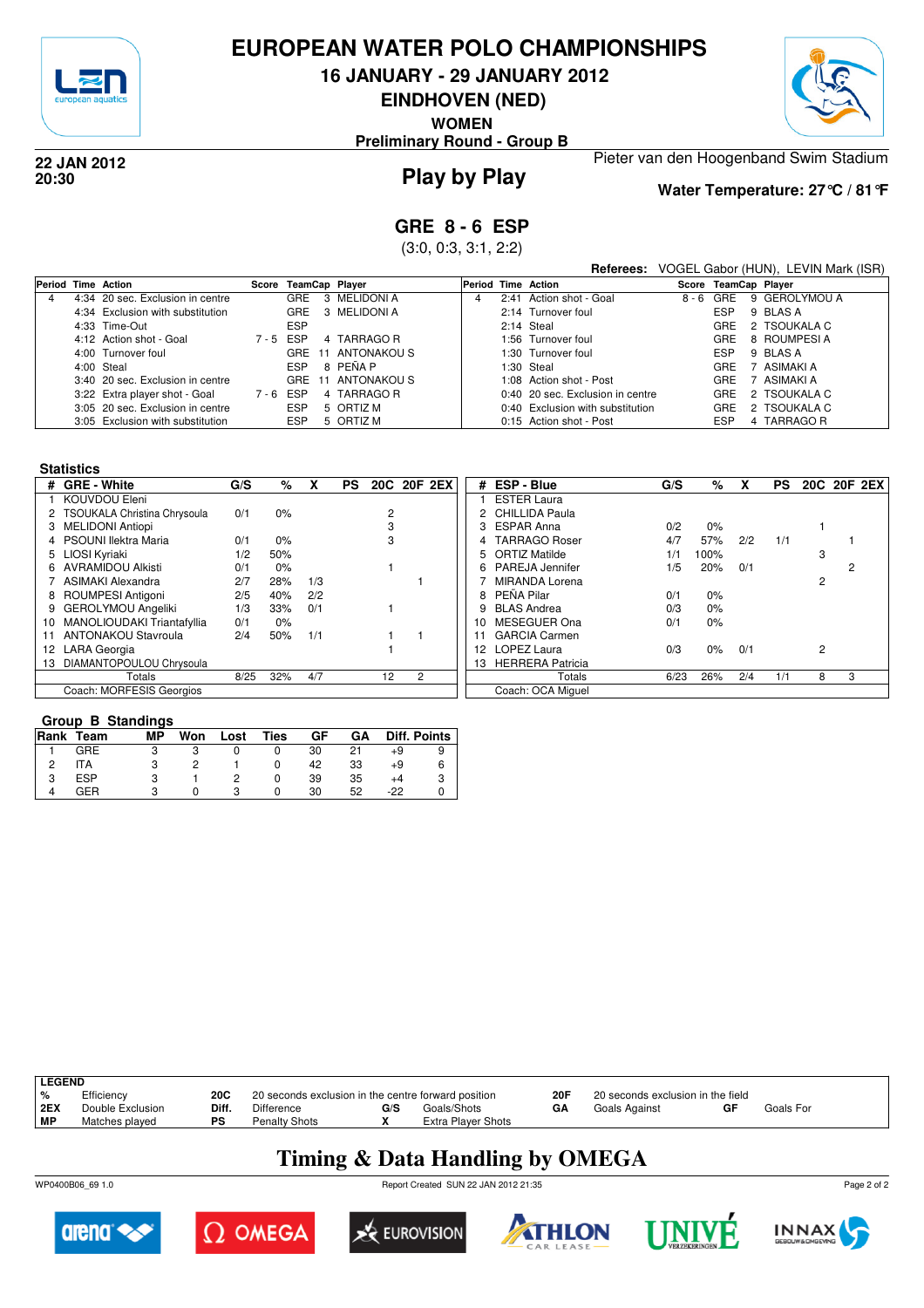# EUROPEAN WATER POLO CHAMPIONSHIPS

**16 JANUARY - 29 JANUARY 2012**

**EINDHOVEN (NED)**

**WOMEN**

**Preliminary Round - Group B**

**22 JAN 2012**
**20:30**

## Play by Play

Pieter van den Hoogenband Swim Stadium

**Water Temperature: 27°C / 81°F**

## GRE 8 - 6 ESP

(3:0, 0:3, 3:1, 2:2)

**Referees:** VOGEL Gabor (HUN), LEVIN Mark (ISR)

| Period | Time | Action | Score | TeamCap | Player |
|---|---|---|---|---|---|
| 4 | 4:34 | 20 sec. Exclusion in centre | | GRE 3 | MELIDONI A |
| | 4:34 | Exclusion with substitution | | GRE 3 | MELIDONI A |
| | 4:33 | Time-Out | | ESP | |
| | 4:12 | Action shot - Goal | 7 - 5 | ESP 4 | TARRAGO R |
| | 4:00 | Turnover foul | | GRE 11 | ANTONAKOU S |
| | 4:00 | Steal | | ESP 8 | PEÑA P |
| | 3:40 | 20 sec. Exclusion in centre | | GRE 11 | ANTONAKOU S |
| | 3:22 | Extra player shot - Goal | 7 - 6 | ESP 4 | TARRAGO R |
| | 3:05 | 20 sec. Exclusion in centre | | ESP 5 | ORTIZ M |
| | 3:05 | Exclusion with substitution | | ESP 5 | ORTIZ M |
| 4 | 2:41 | Action shot - Goal | 8 - 6 | GRE 9 | GEROLYMOU A |
| | 2:14 | Turnover foul | | ESP 9 | BLAS A |
| | 2:14 | Steal | | GRE 2 | TSOUKALA C |
| | 1:56 | Turnover foul | | GRE 8 | ROUMPESI A |
| | 1:30 | Turnover foul | | ESP 9 | BLAS A |
| | 1:30 | Steal | | GRE 7 | ASIMAKI A |
| | 1:08 | Action shot - Post | | GRE 7 | ASIMAKI A |
| | 0:40 | 20 sec. Exclusion in centre | | GRE 2 | TSOUKALA C |
| | 0:40 | Exclusion with substitution | | GRE 2 | TSOUKALA C |
| | 0:15 | Action shot - Post | | ESP 4 | TARRAGO R |

### Statistics

| # | GRE - White | G/S | % | X | PS | 20C | 20F | 2EX |
|---|---|---|---|---|---|---|---|---|
| 1 | KOUVDOU Eleni | | | | | | | |
| 2 | TSOUKALA Christina Chrysoula | 0/1 | 0% | | | 2 | | |
| 3 | MELIDONI Antiopi | | | | | 3 | | |
| 4 | PSOUNI Ilektra Maria | 0/1 | 0% | | | 3 | | |
| 5 | LIOSI Kyriaki | 1/2 | 50% | | | | | |
| 6 | AVRAMIDOU Alkisti | 0/1 | 0% | | | 1 | | |
| 7 | ASIMAKI Alexandra | 2/7 | 28% | 1/3 | | | 1 | |
| 8 | ROUMPESI Antigoni | 2/5 | 40% | 2/2 | | | | |
| 9 | GEROLYMOU Angeliki | 1/3 | 33% | 0/1 | | 1 | | |
| 10 | MANOLIOUDAKI Triantafyllia | 0/1 | 0% | | | | | |
| 11 | ANTONAKOU Stavroula | 2/4 | 50% | 1/1 | | 1 | 1 | |
| 12 | LARA Georgia | | | | | 1 | | |
| 13 | DIAMANTOPOULOU Chrysoula | | | | | | | |
| | Totals | 8/25 | 32% | 4/7 | | 12 | 2 | |
| | Coach: MORFESIS Georgios | | | | | | | |

| # | ESP - Blue | G/S | % | X | PS | 20C | 20F | 2EX |
|---|---|---|---|---|---|---|---|---|
| 1 | ESTER Laura | | | | | | | |
| 2 | CHILLIDA Paula | | | | | | | |
| 3 | ESPAR Anna | 0/2 | 0% | | | 1 | | |
| 4 | TARRAGO Roser | 4/7 | 57% | 2/2 | 1/1 | | 1 | |
| 5 | ORTIZ Matilde | 1/1 | 100% | | | 3 | | |
| 6 | PAREJA Jennifer | 1/5 | 20% | 0/1 | | | 2 | |
| 7 | MIRANDA Lorena | | | | | 2 | | |
| 8 | PEÑA Pilar | 0/1 | 0% | | | | | |
| 9 | BLAS Andrea | 0/3 | 0% | | | | | |
| 10 | MESEGUER Ona | 0/1 | 0% | | | | | |
| 11 | GARCIA Carmen | | | | | | | |
| 12 | LOPEZ Laura | 0/3 | 0% | 0/1 | | 2 | | |
| 13 | HERRERA Patricia | | | | | | | |
| | Totals | 6/23 | 26% | 2/4 | 1/1 | 8 | 3 | |
| | Coach: OCA Miguel | | | | | | | |

### Group B Standings

| Rank | Team | MP | Won | Lost | Ties | GF | GA | Diff. | Points |
|---|---|---|---|---|---|---|---|---|---|
| 1 | GRE | 3 | 3 | 0 | 0 | 30 | 21 | +9 | 9 |
| 2 | ITA | 3 | 2 | 1 | 0 | 42 | 33 | +9 | 6 |
| 3 | ESP | 3 | 1 | 2 | 0 | 39 | 35 | +4 | 3 |
| 4 | GER | 3 | 0 | 3 | 0 | 30 | 52 | -22 | 0 |

**LEGEND**

| | | | | | | | | | |
|---|---|---|---|---|---|---|---|---|---|
| % | Efficiency | 20C | 20 seconds exclusion in the centre forward position | | | 20F | 20 seconds exclusion in the field | | |
| 2EX | Double Exclusion | Diff. | Difference | G/S | Goals/Shots | GA | Goals Against | GF | Goals For |
| MP | Matches played | PS | Penalty Shots | X | Extra Player Shots | | | | |

## Timing & Data Handling by OMEGA

WP0400B06_69 1.0 — Report Created SUN 22 JAN 2012 21:35